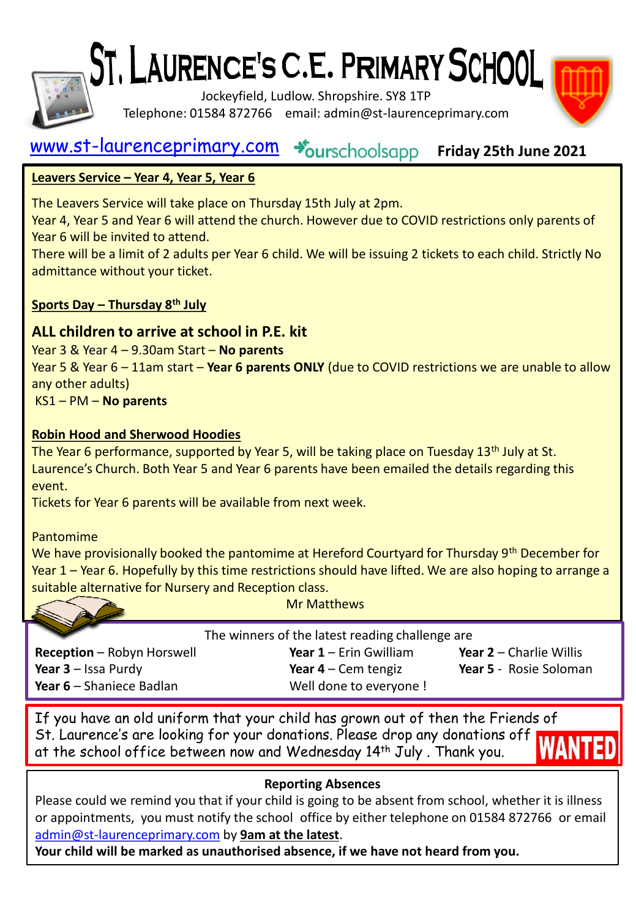# St. Laurence's C.E. Primary School

Jockeyfield, Ludlow. Shropshire. SY8 1TP
Telephone: 01584 872766 email: admin@st-laurenceprimary.com

www.st-laurenceprimary.com ourschoolsapp **Friday 25th June 2021**

**Leavers Service – Year 4, Year 5, Year 6**

The Leavers Service will take place on Thursday 15th July at 2pm.
Year 4, Year 5 and Year 6 will attend the church. However due to COVID restrictions only parents of Year 6 will be invited to attend.
There will be a limit of 2 adults per Year 6 child. We will be issuing 2 tickets to each child. Strictly No admittance without your ticket.

**Sports Day – Thursday 8th July**

**ALL children to arrive at school in P.E. kit**

Year 3 & Year 4 – 9.30am Start – **No parents**
Year 5 & Year 6 – 11am start – **Year 6 parents ONLY** (due to COVID restrictions we are unable to allow any other adults)
KS1 – PM – **No parents**

**Robin Hood and Sherwood Hoodies**

The Year 6 performance, supported by Year 5, will be taking place on Tuesday 13th July at St. Laurence's Church. Both Year 5 and Year 6 parents have been emailed the details regarding this event.
Tickets for Year 6 parents will be available from next week.

Pantomime

We have provisionally booked the pantomime at Hereford Courtyard for Thursday 9th December for Year 1 – Year 6. Hopefully by this time restrictions should have lifted. We are also hoping to arrange a suitable alternative for Nursery and Reception class.

Mr Matthews

The winners of the latest reading challenge are

**Reception** – Robyn Horswell
**Year 1** – Erin Gwilliam
**Year 2** – Charlie Willis
**Year 3** – Issa Purdy
**Year 4** – Cem tengiz
**Year 5** - Rosie Soloman
**Year 6** – Shaniece Badlan

Well done to everyone !

If you have an old uniform that your child has grown out of then the Friends of St. Laurence's are looking for your donations. Please drop any donations off at the school office between now and Wednesday 14th July . Thank you.

**WANTED**

**Reporting Absences**

Please could we remind you that if your child is going to be absent from school, whether it is illness or appointments, you must notify the school office by either telephone on 01584 872766 or email admin@st-laurenceprimary.com by **9am at the latest**.

**Your child will be marked as unauthorised absence, if we have not heard from you.**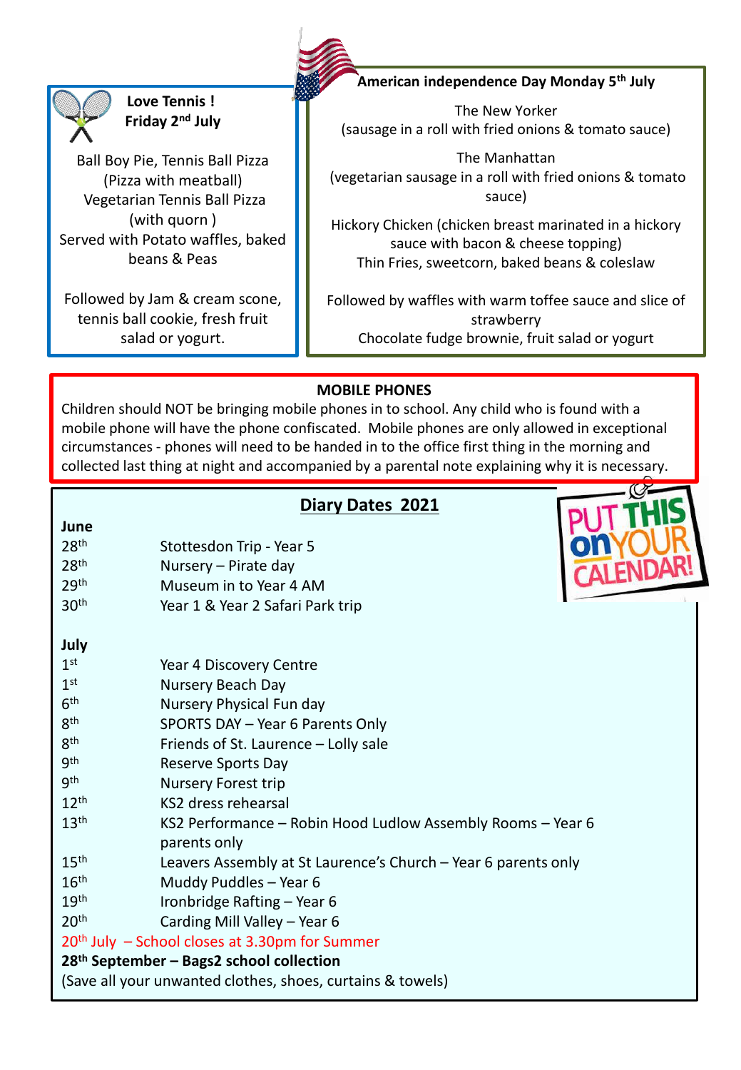### Love Tennis ! Friday 2nd July

Ball Boy Pie, Tennis Ball Pizza
(Pizza with meatball)
Vegetarian Tennis Ball Pizza
(with quorn )
Served with Potato waffles, baked beans & Peas

Followed by Jam & cream scone, tennis ball cookie, fresh fruit salad or yogurt.

### American independence Day Monday 5th July

The New Yorker
(sausage in a roll with fried onions & tomato sauce)

The Manhattan
(vegetarian sausage in a roll with fried onions & tomato sauce)

Hickory Chicken (chicken breast marinated in a hickory sauce with bacon & cheese topping)
Thin Fries, sweetcorn, baked beans & coleslaw

Followed by waffles with warm toffee sauce and slice of strawberry
Chocolate fudge brownie, fruit salad or yogurt

### MOBILE PHONES

Children should NOT be bringing mobile phones in to school. Any child who is found with a mobile phone will have the phone confiscated. Mobile phones are only allowed in exceptional circumstances - phones will need to be handed in to the office first thing in the morning and collected last thing at night and accompanied by a parental note explaining why it is necessary.

## Diary Dates 2021

PUT THIS on YOUR CALENDAR!

**June**

| | |
|---|---|
| 28th | Stottesdon Trip - Year 5 |
| 28th | Nursery – Pirate day |
| 29th | Museum in to Year 4 AM |
| 30th | Year 1 & Year 2 Safari Park trip |

**July**

| | |
|---|---|
| 1st | Year 4 Discovery Centre |
| 1st | Nursery Beach Day |
| 6th | Nursery Physical Fun day |
| 8th | SPORTS DAY – Year 6 Parents Only |
| 8th | Friends of St. Laurence – Lolly sale |
| 9th | Reserve Sports Day |
| 9th | Nursery Forest trip |
| 12th | KS2 dress rehearsal |
| 13th | KS2 Performance – Robin Hood Ludlow Assembly Rooms – Year 6 parents only |
| 15th | Leavers Assembly at St Laurence's Church – Year 6 parents only |
| 16th | Muddy Puddles – Year 6 |
| 19th | Ironbridge Rafting – Year 6 |
| 20th | Carding Mill Valley – Year 6 |

20th July – School closes at 3.30pm for Summer

**28th September – Bags2 school collection**

(Save all your unwanted clothes, shoes, curtains & towels)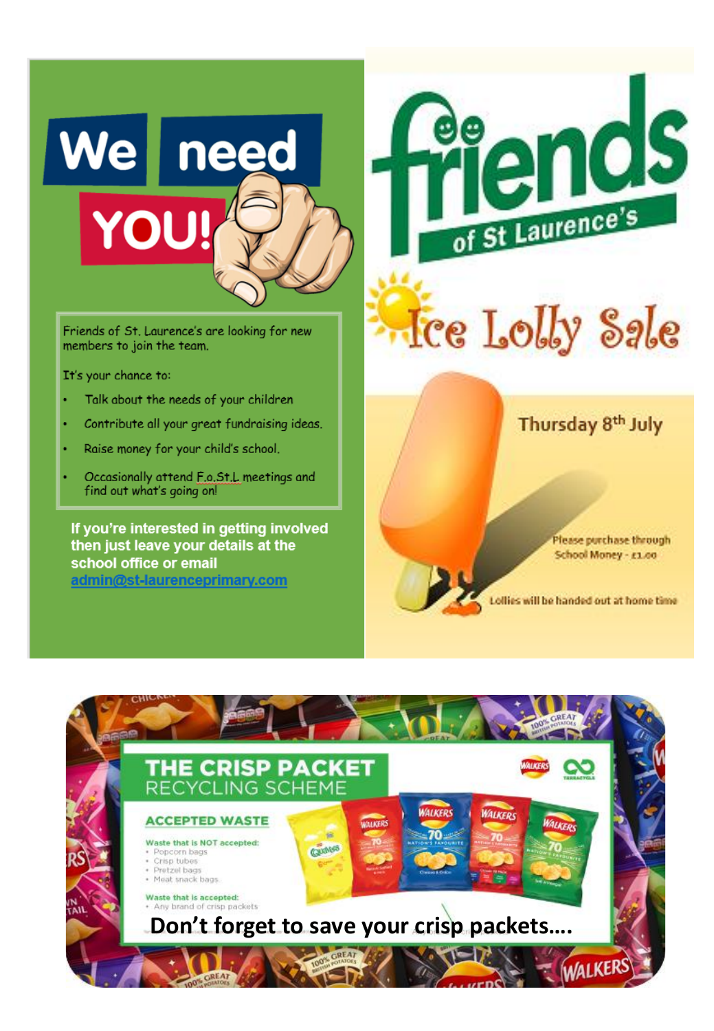# We need YOU!

Friends of St. Laurence's are looking for new members to join the team.

It's your chance to:

- Talk about the needs of your children
- Contribute all your great fundraising ideas.
- Raise money for your child's school.
- Occasionally attend F.o.St.L meetings and find out what's going on!

**If you're interested in getting involved then just leave your details at the school office or email admin@st-laurenceprimary.com**

# friends of St Laurence's

## Ice Lolly Sale

Thursday 8th July

Please purchase through School Money - £1.00

Lollies will be handed out at home time

## THE CRISP PACKET RECYCLING SCHEME

### ACCEPTED WASTE

Waste that is NOT accepted:

- Popcorn bags
- Crisp tubes
- Pretzel bags
- Meat snack bags

Waste that is accepted:

- Any brand of crisp packets

**Don't forget to save your crisp packets….**